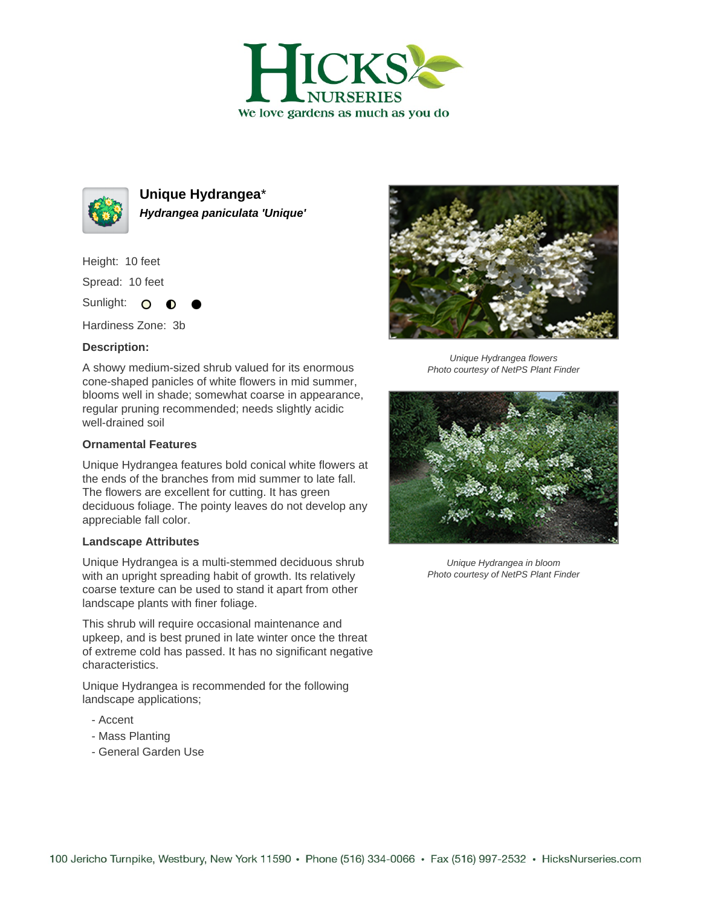# Unique Hydrangea*

***Hydrangea paniculata 'Unique'***

Height: 10 feet

Spread: 10 feet

Sunlight: ○ ◐ ●

Hardiness Zone: 3b

### Description:

A showy medium-sized shrub valued for its enormous cone-shaped panicles of white flowers in mid summer, blooms well in shade; somewhat coarse in appearance, regular pruning recommended; needs slightly acidic well-drained soil

### Ornamental Features

Unique Hydrangea features bold conical white flowers at the ends of the branches from mid summer to late fall. The flowers are excellent for cutting. It has green deciduous foliage. The pointy leaves do not develop any appreciable fall color.

### Landscape Attributes

Unique Hydrangea is a multi-stemmed deciduous shrub with an upright spreading habit of growth. Its relatively coarse texture can be used to stand it apart from other landscape plants with finer foliage.

This shrub will require occasional maintenance and upkeep, and is best pruned in late winter once the threat of extreme cold has passed. It has no significant negative characteristics.

Unique Hydrangea is recommended for the following landscape applications;

- Accent
- Mass Planting
- General Garden Use

*Unique Hydrangea flowers*
*Photo courtesy of NetPS Plant Finder*

*Unique Hydrangea in bloom*
*Photo courtesy of NetPS Plant Finder*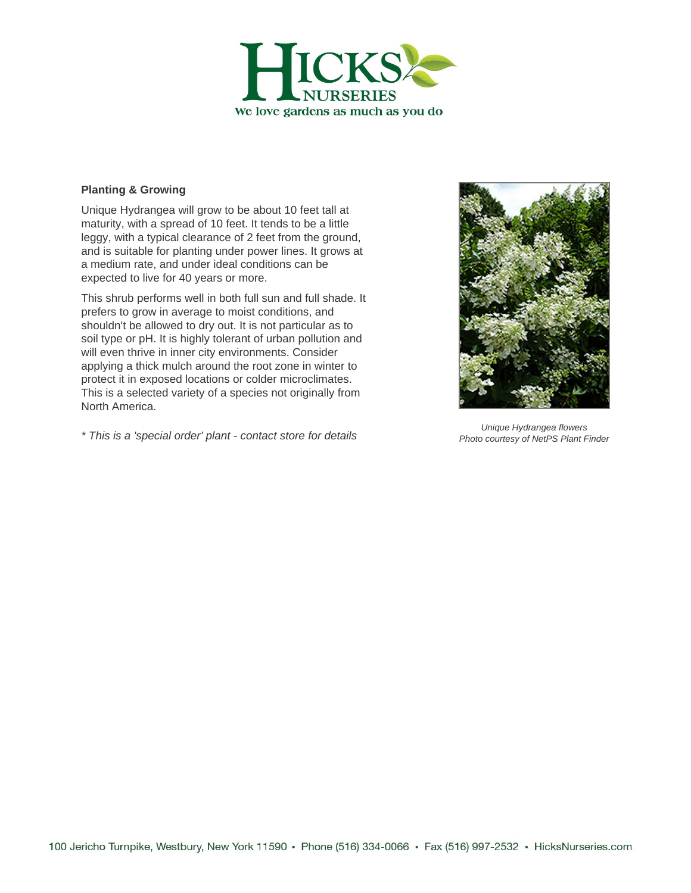## Planting & Growing

Unique Hydrangea will grow to be about 10 feet tall at maturity, with a spread of 10 feet. It tends to be a little leggy, with a typical clearance of 2 feet from the ground, and is suitable for planting under power lines. It grows at a medium rate, and under ideal conditions can be expected to live for 40 years or more.

This shrub performs well in both full sun and full shade. It prefers to grow in average to moist conditions, and shouldn't be allowed to dry out. It is not particular as to soil type or pH. It is highly tolerant of urban pollution and will even thrive in inner city environments. Consider applying a thick mulch around the root zone in winter to protect it in exposed locations or colder microclimates. This is a selected variety of a species not originally from North America.

*\* This is a 'special order' plant - contact store for details*

*Unique Hydrangea flowers*
*Photo courtesy of NetPS Plant Finder*